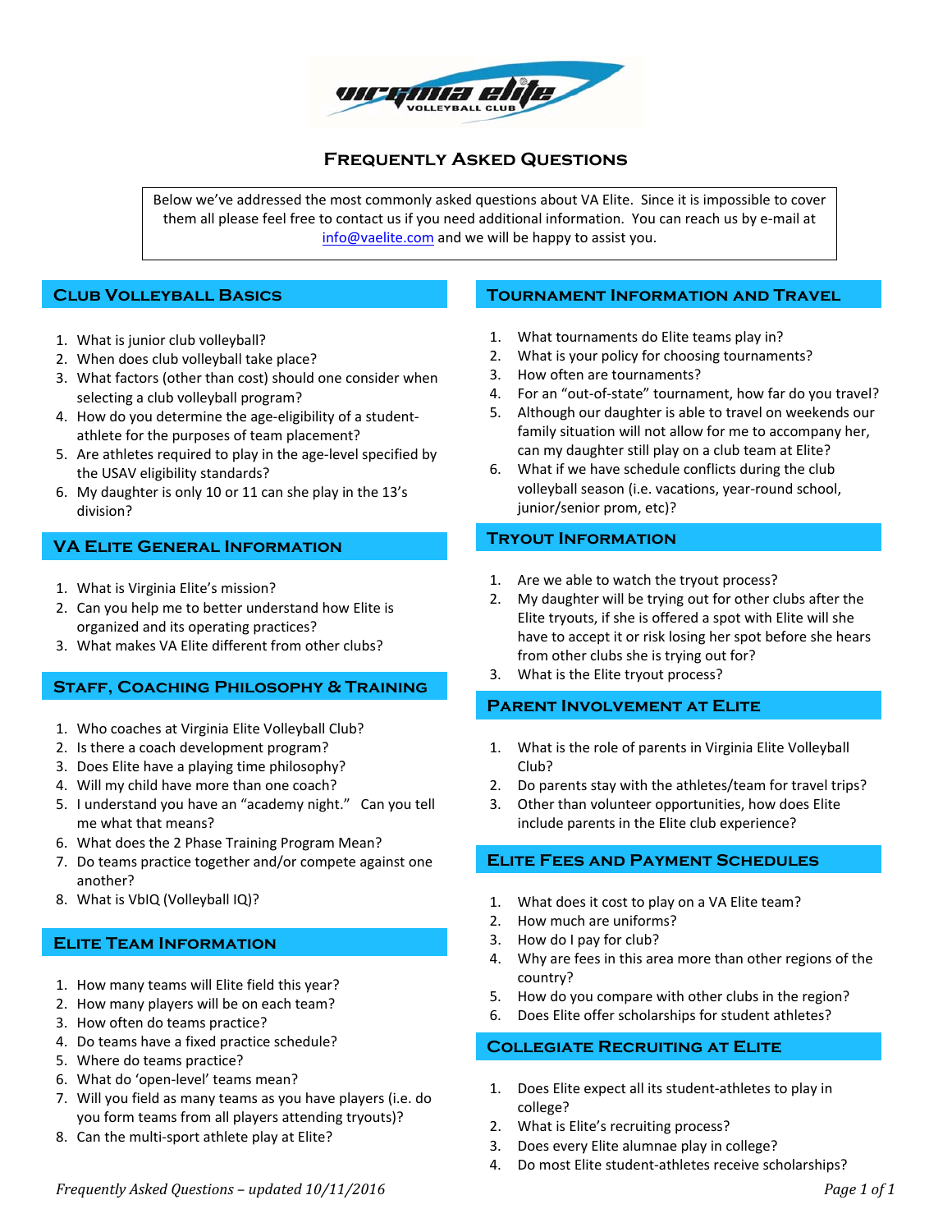# Frequently Asked Questions

Below we've addressed the most commonly asked questions about VA Elite. Since it is impossible to cover them all please feel free to contact us if you need additional information. You can reach us by e-mail at info@vaelite.com and we will be happy to assist you.

## Club Volleyball Basics

1. What is junior club volleyball?
2. When does club volleyball take place?
3. What factors (other than cost) should one consider when selecting a club volleyball program?
4. How do you determine the age-eligibility of a student-athlete for the purposes of team placement?
5. Are athletes required to play in the age-level specified by the USAV eligibility standards?
6. My daughter is only 10 or 11 can she play in the 13's division?

## VA Elite General Information

1. What is Virginia Elite's mission?
2. Can you help me to better understand how Elite is organized and its operating practices?
3. What makes VA Elite different from other clubs?

## Staff, Coaching Philosophy & Training

1. Who coaches at Virginia Elite Volleyball Club?
2. Is there a coach development program?
3. Does Elite have a playing time philosophy?
4. Will my child have more than one coach?
5. I understand you have an "academy night." Can you tell me what that means?
6. What does the 2 Phase Training Program Mean?
7. Do teams practice together and/or compete against one another?
8. What is VbIQ (Volleyball IQ)?

## Elite Team Information

1. How many teams will Elite field this year?
2. How many players will be on each team?
3. How often do teams practice?
4. Do teams have a fixed practice schedule?
5. Where do teams practice?
6. What do 'open-level' teams mean?
7. Will you field as many teams as you have players (i.e. do you form teams from all players attending tryouts)?
8. Can the multi-sport athlete play at Elite?

## Tournament Information and Travel

1. What tournaments do Elite teams play in?
2. What is your policy for choosing tournaments?
3. How often are tournaments?
4. For an "out-of-state" tournament, how far do you travel?
5. Although our daughter is able to travel on weekends our family situation will not allow for me to accompany her, can my daughter still play on a club team at Elite?
6. What if we have schedule conflicts during the club volleyball season (i.e. vacations, year-round school, junior/senior prom, etc)?

## Tryout Information

1. Are we able to watch the tryout process?
2. My daughter will be trying out for other clubs after the Elite tryouts, if she is offered a spot with Elite will she have to accept it or risk losing her spot before she hears from other clubs she is trying out for?
3. What is the Elite tryout process?

## Parent Involvement at Elite

1. What is the role of parents in Virginia Elite Volleyball Club?
2. Do parents stay with the athletes/team for travel trips?
3. Other than volunteer opportunities, how does Elite include parents in the Elite club experience?

## Elite Fees and Payment Schedules

1. What does it cost to play on a VA Elite team?
2. How much are uniforms?
3. How do I pay for club?
4. Why are fees in this area more than other regions of the country?
5. How do you compare with other clubs in the region?
6. Does Elite offer scholarships for student athletes?

## Collegiate Recruiting at Elite

1. Does Elite expect all its student-athletes to play in college?
2. What is Elite's recruiting process?
3. Does every Elite alumnae play in college?
4. Do most Elite student-athletes receive scholarships?

*Frequently Asked Questions – updated 10/11/2016*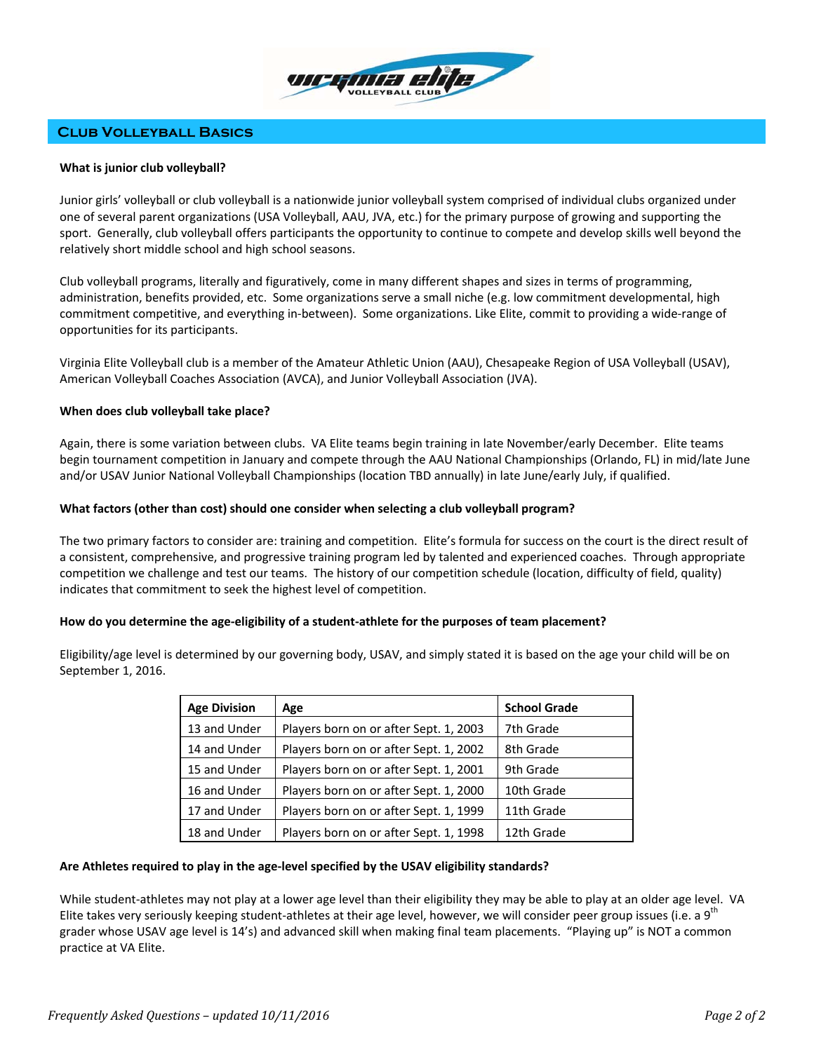## Club Volleyball Basics

**What is junior club volleyball?**

Junior girls' volleyball or club volleyball is a nationwide junior volleyball system comprised of individual clubs organized under one of several parent organizations (USA Volleyball, AAU, JVA, etc.) for the primary purpose of growing and supporting the sport. Generally, club volleyball offers participants the opportunity to continue to compete and develop skills well beyond the relatively short middle school and high school seasons.

Club volleyball programs, literally and figuratively, come in many different shapes and sizes in terms of programming, administration, benefits provided, etc. Some organizations serve a small niche (e.g. low commitment developmental, high commitment competitive, and everything in-between). Some organizations. Like Elite, commit to providing a wide-range of opportunities for its participants.

Virginia Elite Volleyball club is a member of the Amateur Athletic Union (AAU), Chesapeake Region of USA Volleyball (USAV), American Volleyball Coaches Association (AVCA), and Junior Volleyball Association (JVA).

**When does club volleyball take place?**

Again, there is some variation between clubs. VA Elite teams begin training in late November/early December. Elite teams begin tournament competition in January and compete through the AAU National Championships (Orlando, FL) in mid/late June and/or USAV Junior National Volleyball Championships (location TBD annually) in late June/early July, if qualified.

**What factors (other than cost) should one consider when selecting a club volleyball program?**

The two primary factors to consider are: training and competition. Elite's formula for success on the court is the direct result of a consistent, comprehensive, and progressive training program led by talented and experienced coaches. Through appropriate competition we challenge and test our teams. The history of our competition schedule (location, difficulty of field, quality) indicates that commitment to seek the highest level of competition.

**How do you determine the age-eligibility of a student-athlete for the purposes of team placement?**

Eligibility/age level is determined by our governing body, USAV, and simply stated it is based on the age your child will be on September 1, 2016.

| Age Division | Age | School Grade |
|---|---|---|
| 13 and Under | Players born on or after Sept. 1, 2003 | 7th Grade |
| 14 and Under | Players born on or after Sept. 1, 2002 | 8th Grade |
| 15 and Under | Players born on or after Sept. 1, 2001 | 9th Grade |
| 16 and Under | Players born on or after Sept. 1, 2000 | 10th Grade |
| 17 and Under | Players born on or after Sept. 1, 1999 | 11th Grade |
| 18 and Under | Players born on or after Sept. 1, 1998 | 12th Grade |

**Are Athletes required to play in the age-level specified by the USAV eligibility standards?**

While student-athletes may not play at a lower age level than their eligibility they may be able to play at an older age level. VA Elite takes very seriously keeping student-athletes at their age level, however, we will consider peer group issues (i.e. a 9th grader whose USAV age level is 14's) and advanced skill when making final team placements. "Playing up" is NOT a common practice at VA Elite.

*Frequently Asked Questions – updated 10/11/2016*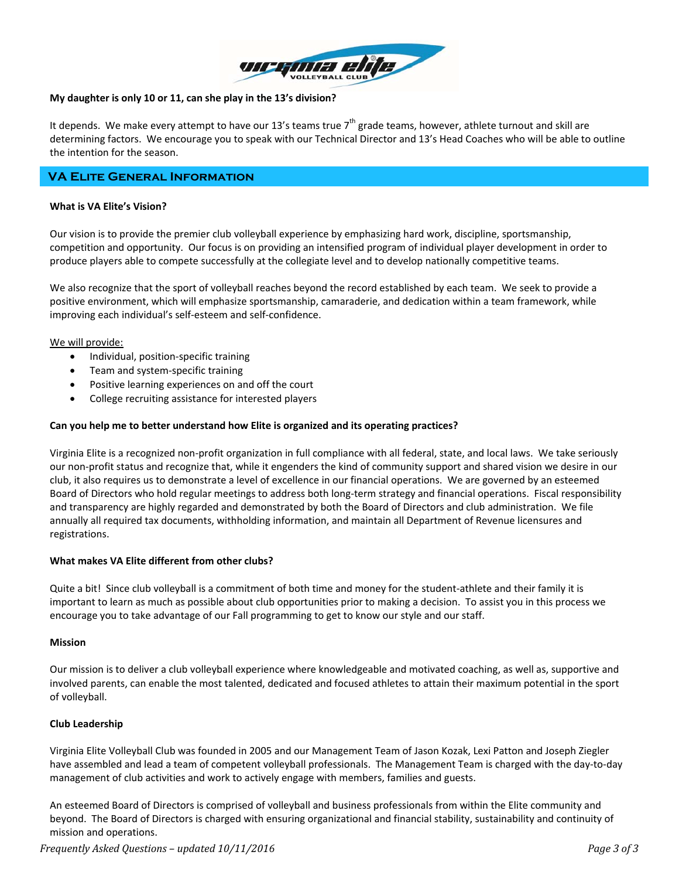**My daughter is only 10 or 11, can she play in the 13's division?**

It depends. We make every attempt to have our 13's teams true 7th grade teams, however, athlete turnout and skill are determining factors. We encourage you to speak with our Technical Director and 13's Head Coaches who will be able to outline the intention for the season.

## VA Elite General Information

**What is VA Elite's Vision?**

Our vision is to provide the premier club volleyball experience by emphasizing hard work, discipline, sportsmanship, competition and opportunity. Our focus is on providing an intensified program of individual player development in order to produce players able to compete successfully at the collegiate level and to develop nationally competitive teams.

We also recognize that the sport of volleyball reaches beyond the record established by each team. We seek to provide a positive environment, which will emphasize sportsmanship, camaraderie, and dedication within a team framework, while improving each individual's self-esteem and self-confidence.

<u>We will provide:</u>

- Individual, position-specific training
- Team and system-specific training
- Positive learning experiences on and off the court
- College recruiting assistance for interested players

**Can you help me to better understand how Elite is organized and its operating practices?**

Virginia Elite is a recognized non-profit organization in full compliance with all federal, state, and local laws. We take seriously our non-profit status and recognize that, while it engenders the kind of community support and shared vision we desire in our club, it also requires us to demonstrate a level of excellence in our financial operations. We are governed by an esteemed Board of Directors who hold regular meetings to address both long-term strategy and financial operations. Fiscal responsibility and transparency are highly regarded and demonstrated by both the Board of Directors and club administration. We file annually all required tax documents, withholding information, and maintain all Department of Revenue licensures and registrations.

**What makes VA Elite different from other clubs?**

Quite a bit! Since club volleyball is a commitment of both time and money for the student-athlete and their family it is important to learn as much as possible about club opportunities prior to making a decision. To assist you in this process we encourage you to take advantage of our Fall programming to get to know our style and our staff.

**Mission**

Our mission is to deliver a club volleyball experience where knowledgeable and motivated coaching, as well as, supportive and involved parents, can enable the most talented, dedicated and focused athletes to attain their maximum potential in the sport of volleyball.

**Club Leadership**

Virginia Elite Volleyball Club was founded in 2005 and our Management Team of Jason Kozak, Lexi Patton and Joseph Ziegler have assembled and lead a team of competent volleyball professionals. The Management Team is charged with the day-to-day management of club activities and work to actively engage with members, families and guests.

An esteemed Board of Directors is comprised of volleyball and business professionals from within the Elite community and beyond. The Board of Directors is charged with ensuring organizational and financial stability, sustainability and continuity of mission and operations.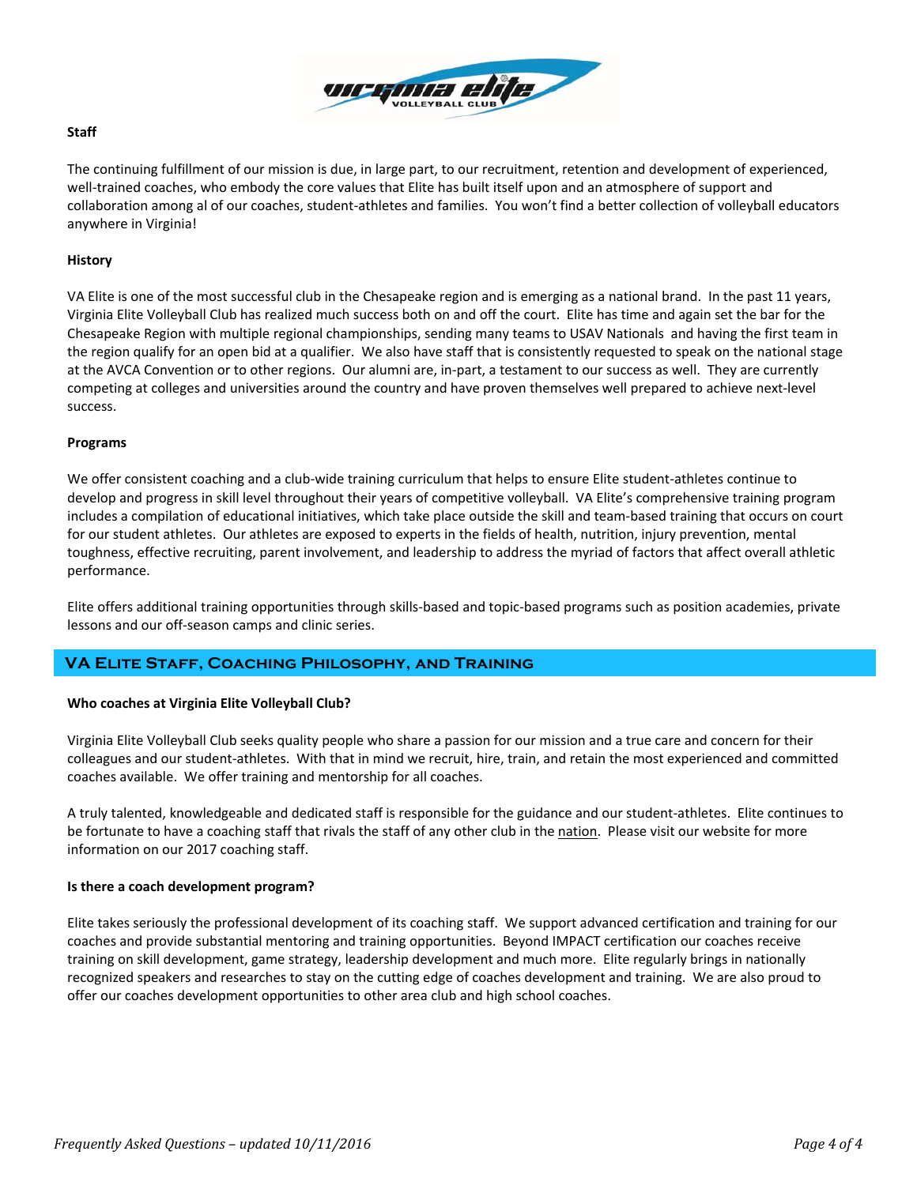**Staff**

The continuing fulfillment of our mission is due, in large part, to our recruitment, retention and development of experienced, well-trained coaches, who embody the core values that Elite has built itself upon and an atmosphere of support and collaboration among al of our coaches, student-athletes and families. You won't find a better collection of volleyball educators anywhere in Virginia!

**History**

VA Elite is one of the most successful club in the Chesapeake region and is emerging as a national brand. In the past 11 years, Virginia Elite Volleyball Club has realized much success both on and off the court. Elite has time and again set the bar for the Chesapeake Region with multiple regional championships, sending many teams to USAV Nationals and having the first team in the region qualify for an open bid at a qualifier. We also have staff that is consistently requested to speak on the national stage at the AVCA Convention or to other regions. Our alumni are, in-part, a testament to our success as well. They are currently competing at colleges and universities around the country and have proven themselves well prepared to achieve next-level success.

**Programs**

We offer consistent coaching and a club-wide training curriculum that helps to ensure Elite student-athletes continue to develop and progress in skill level throughout their years of competitive volleyball. VA Elite's comprehensive training program includes a compilation of educational initiatives, which take place outside the skill and team-based training that occurs on court for our student athletes. Our athletes are exposed to experts in the fields of health, nutrition, injury prevention, mental toughness, effective recruiting, parent involvement, and leadership to address the myriad of factors that affect overall athletic performance.

Elite offers additional training opportunities through skills-based and topic-based programs such as position academies, private lessons and our off-season camps and clinic series.

## VA Elite Staff, Coaching Philosophy, and Training

**Who coaches at Virginia Elite Volleyball Club?**

Virginia Elite Volleyball Club seeks quality people who share a passion for our mission and a true care and concern for their colleagues and our student-athletes. With that in mind we recruit, hire, train, and retain the most experienced and committed coaches available. We offer training and mentorship for all coaches.

A truly talented, knowledgeable and dedicated staff is responsible for the guidance and our student-athletes. Elite continues to be fortunate to have a coaching staff that rivals the staff of any other club in the nation. Please visit our website for more information on our 2017 coaching staff.

**Is there a coach development program?**

Elite takes seriously the professional development of its coaching staff. We support advanced certification and training for our coaches and provide substantial mentoring and training opportunities. Beyond IMPACT certification our coaches receive training on skill development, game strategy, leadership development and much more. Elite regularly brings in nationally recognized speakers and researches to stay on the cutting edge of coaches development and training. We are also proud to offer our coaches development opportunities to other area club and high school coaches.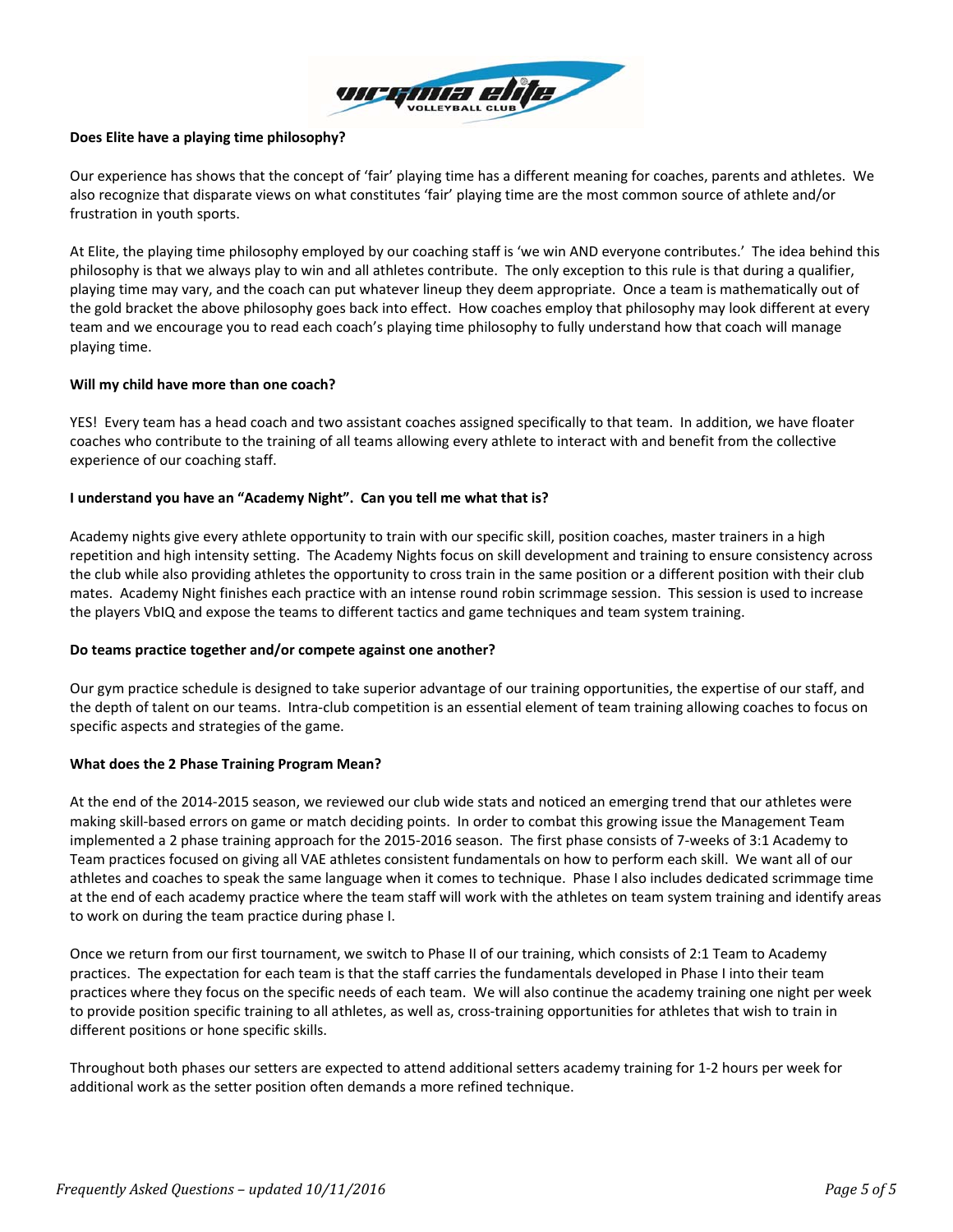**Does Elite have a playing time philosophy?**

Our experience has shows that the concept of 'fair' playing time has a different meaning for coaches, parents and athletes. We also recognize that disparate views on what constitutes 'fair' playing time are the most common source of athlete and/or frustration in youth sports.

At Elite, the playing time philosophy employed by our coaching staff is 'we win AND everyone contributes.' The idea behind this philosophy is that we always play to win and all athletes contribute. The only exception to this rule is that during a qualifier, playing time may vary, and the coach can put whatever lineup they deem appropriate. Once a team is mathematically out of the gold bracket the above philosophy goes back into effect. How coaches employ that philosophy may look different at every team and we encourage you to read each coach's playing time philosophy to fully understand how that coach will manage playing time.

**Will my child have more than one coach?**

YES! Every team has a head coach and two assistant coaches assigned specifically to that team. In addition, we have floater coaches who contribute to the training of all teams allowing every athlete to interact with and benefit from the collective experience of our coaching staff.

**I understand you have an "Academy Night". Can you tell me what that is?**

Academy nights give every athlete opportunity to train with our specific skill, position coaches, master trainers in a high repetition and high intensity setting. The Academy Nights focus on skill development and training to ensure consistency across the club while also providing athletes the opportunity to cross train in the same position or a different position with their club mates. Academy Night finishes each practice with an intense round robin scrimmage session. This session is used to increase the players VbIQ and expose the teams to different tactics and game techniques and team system training.

**Do teams practice together and/or compete against one another?**

Our gym practice schedule is designed to take superior advantage of our training opportunities, the expertise of our staff, and the depth of talent on our teams. Intra-club competition is an essential element of team training allowing coaches to focus on specific aspects and strategies of the game.

**What does the 2 Phase Training Program Mean?**

At the end of the 2014-2015 season, we reviewed our club wide stats and noticed an emerging trend that our athletes were making skill-based errors on game or match deciding points. In order to combat this growing issue the Management Team implemented a 2 phase training approach for the 2015-2016 season. The first phase consists of 7-weeks of 3:1 Academy to Team practices focused on giving all VAE athletes consistent fundamentals on how to perform each skill. We want all of our athletes and coaches to speak the same language when it comes to technique. Phase I also includes dedicated scrimmage time at the end of each academy practice where the team staff will work with the athletes on team system training and identify areas to work on during the team practice during phase I.

Once we return from our first tournament, we switch to Phase II of our training, which consists of 2:1 Team to Academy practices. The expectation for each team is that the staff carries the fundamentals developed in Phase I into their team practices where they focus on the specific needs of each team. We will also continue the academy training one night per week to provide position specific training to all athletes, as well as, cross-training opportunities for athletes that wish to train in different positions or hone specific skills.

Throughout both phases our setters are expected to attend additional setters academy training for 1-2 hours per week for additional work as the setter position often demands a more refined technique.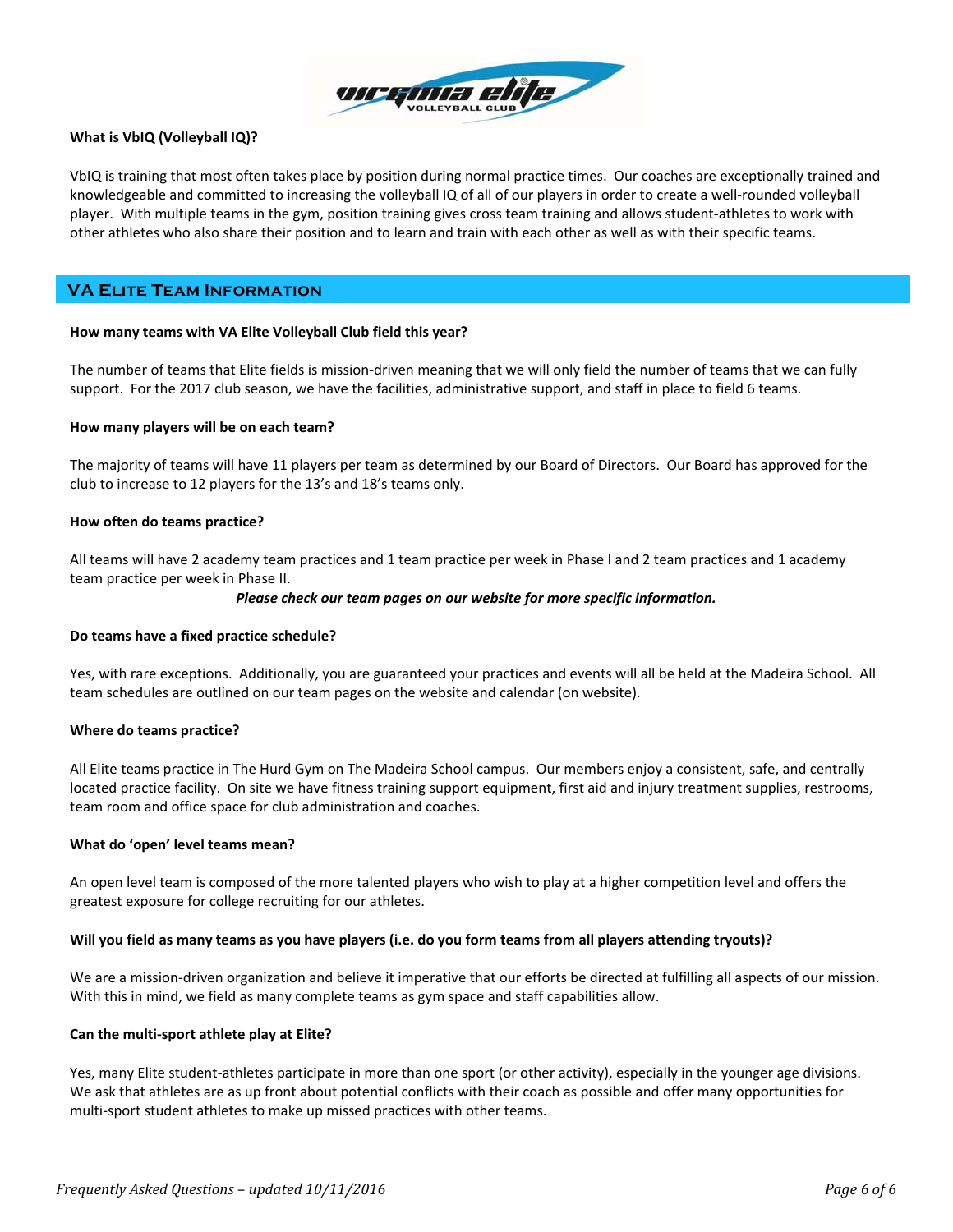**What is VbIQ (Volleyball IQ)?**

VbIQ is training that most often takes place by position during normal practice times. Our coaches are exceptionally trained and knowledgeable and committed to increasing the volleyball IQ of all of our players in order to create a well-rounded volleyball player. With multiple teams in the gym, position training gives cross team training and allows student-athletes to work with other athletes who also share their position and to learn and train with each other as well as with their specific teams.

## VA Elite Team Information

**How many teams with VA Elite Volleyball Club field this year?**

The number of teams that Elite fields is mission-driven meaning that we will only field the number of teams that we can fully support. For the 2017 club season, we have the facilities, administrative support, and staff in place to field 6 teams.

**How many players will be on each team?**

The majority of teams will have 11 players per team as determined by our Board of Directors. Our Board has approved for the club to increase to 12 players for the 13's and 18's teams only.

**How often do teams practice?**

All teams will have 2 academy team practices and 1 team practice per week in Phase I and 2 team practices and 1 academy team practice per week in Phase II.

***Please check our team pages on our website for more specific information.***

**Do teams have a fixed practice schedule?**

Yes, with rare exceptions. Additionally, you are guaranteed your practices and events will all be held at the Madeira School. All team schedules are outlined on our team pages on the website and calendar (on website).

**Where do teams practice?**

All Elite teams practice in The Hurd Gym on The Madeira School campus. Our members enjoy a consistent, safe, and centrally located practice facility. On site we have fitness training support equipment, first aid and injury treatment supplies, restrooms, team room and office space for club administration and coaches.

**What do 'open' level teams mean?**

An open level team is composed of the more talented players who wish to play at a higher competition level and offers the greatest exposure for college recruiting for our athletes.

**Will you field as many teams as you have players (i.e. do you form teams from all players attending tryouts)?**

We are a mission-driven organization and believe it imperative that our efforts be directed at fulfilling all aspects of our mission. With this in mind, we field as many complete teams as gym space and staff capabilities allow.

**Can the multi-sport athlete play at Elite?**

Yes, many Elite student-athletes participate in more than one sport (or other activity), especially in the younger age divisions. We ask that athletes are as up front about potential conflicts with their coach as possible and offer many opportunities for multi-sport student athletes to make up missed practices with other teams.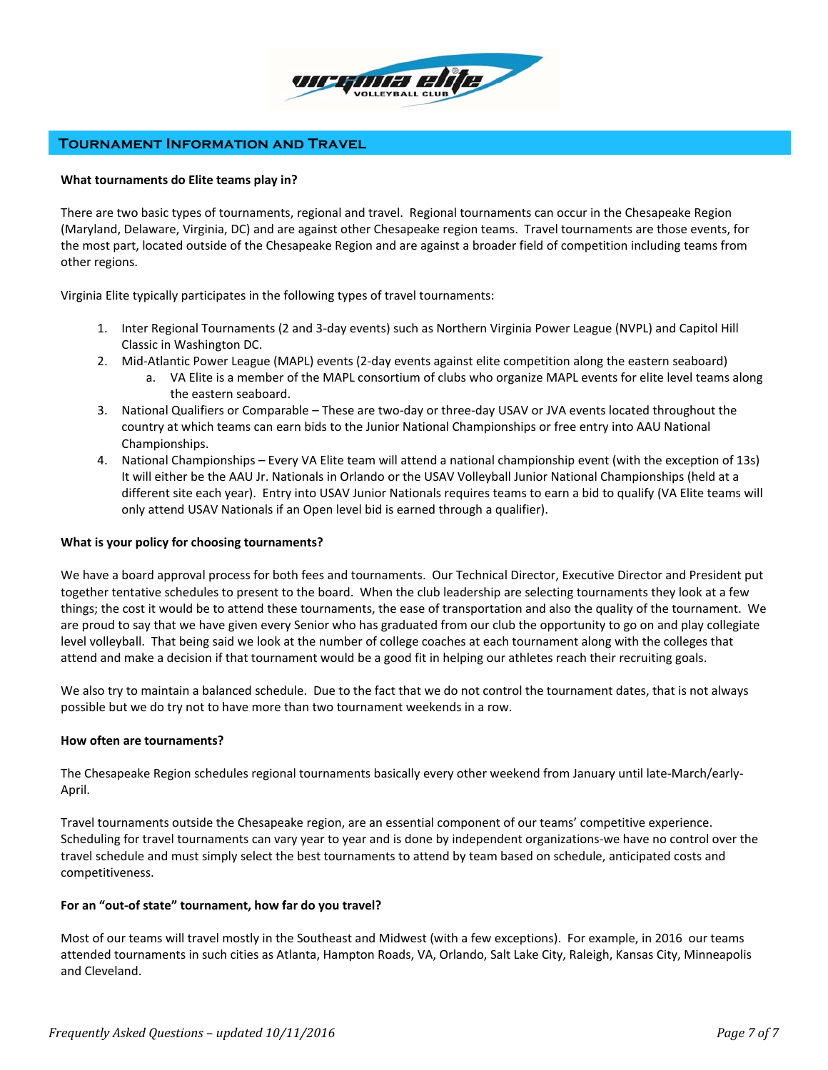## Tournament Information and Travel

**What tournaments do Elite teams play in?**

There are two basic types of tournaments, regional and travel. Regional tournaments can occur in the Chesapeake Region (Maryland, Delaware, Virginia, DC) and are against other Chesapeake region teams. Travel tournaments are those events, for the most part, located outside of the Chesapeake Region and are against a broader field of competition including teams from other regions.

Virginia Elite typically participates in the following types of travel tournaments:

1. Inter Regional Tournaments (2 and 3-day events) such as Northern Virginia Power League (NVPL) and Capitol Hill Classic in Washington DC.
2. Mid-Atlantic Power League (MAPL) events (2-day events against elite competition along the eastern seaboard)
   a. VA Elite is a member of the MAPL consortium of clubs who organize MAPL events for elite level teams along the eastern seaboard.
3. National Qualifiers or Comparable – These are two-day or three-day USAV or JVA events located throughout the country at which teams can earn bids to the Junior National Championships or free entry into AAU National Championships.
4. National Championships – Every VA Elite team will attend a national championship event (with the exception of 13s) It will either be the AAU Jr. Nationals in Orlando or the USAV Volleyball Junior National Championships (held at a different site each year). Entry into USAV Junior Nationals requires teams to earn a bid to qualify (VA Elite teams will only attend USAV Nationals if an Open level bid is earned through a qualifier).

**What is your policy for choosing tournaments?**

We have a board approval process for both fees and tournaments. Our Technical Director, Executive Director and President put together tentative schedules to present to the board. When the club leadership are selecting tournaments they look at a few things; the cost it would be to attend these tournaments, the ease of transportation and also the quality of the tournament. We are proud to say that we have given every Senior who has graduated from our club the opportunity to go on and play collegiate level volleyball. That being said we look at the number of college coaches at each tournament along with the colleges that attend and make a decision if that tournament would be a good fit in helping our athletes reach their recruiting goals.

We also try to maintain a balanced schedule. Due to the fact that we do not control the tournament dates, that is not always possible but we do try not to have more than two tournament weekends in a row.

**How often are tournaments?**

The Chesapeake Region schedules regional tournaments basically every other weekend from January until late-March/early-April.

Travel tournaments outside the Chesapeake region, are an essential component of our teams' competitive experience. Scheduling for travel tournaments can vary year to year and is done by independent organizations-we have no control over the travel schedule and must simply select the best tournaments to attend by team based on schedule, anticipated costs and competitiveness.

**For an "out-of state" tournament, how far do you travel?**

Most of our teams will travel mostly in the Southeast and Midwest (with a few exceptions). For example, in 2016 our teams attended tournaments in such cities as Atlanta, Hampton Roads, VA, Orlando, Salt Lake City, Raleigh, Kansas City, Minneapolis and Cleveland.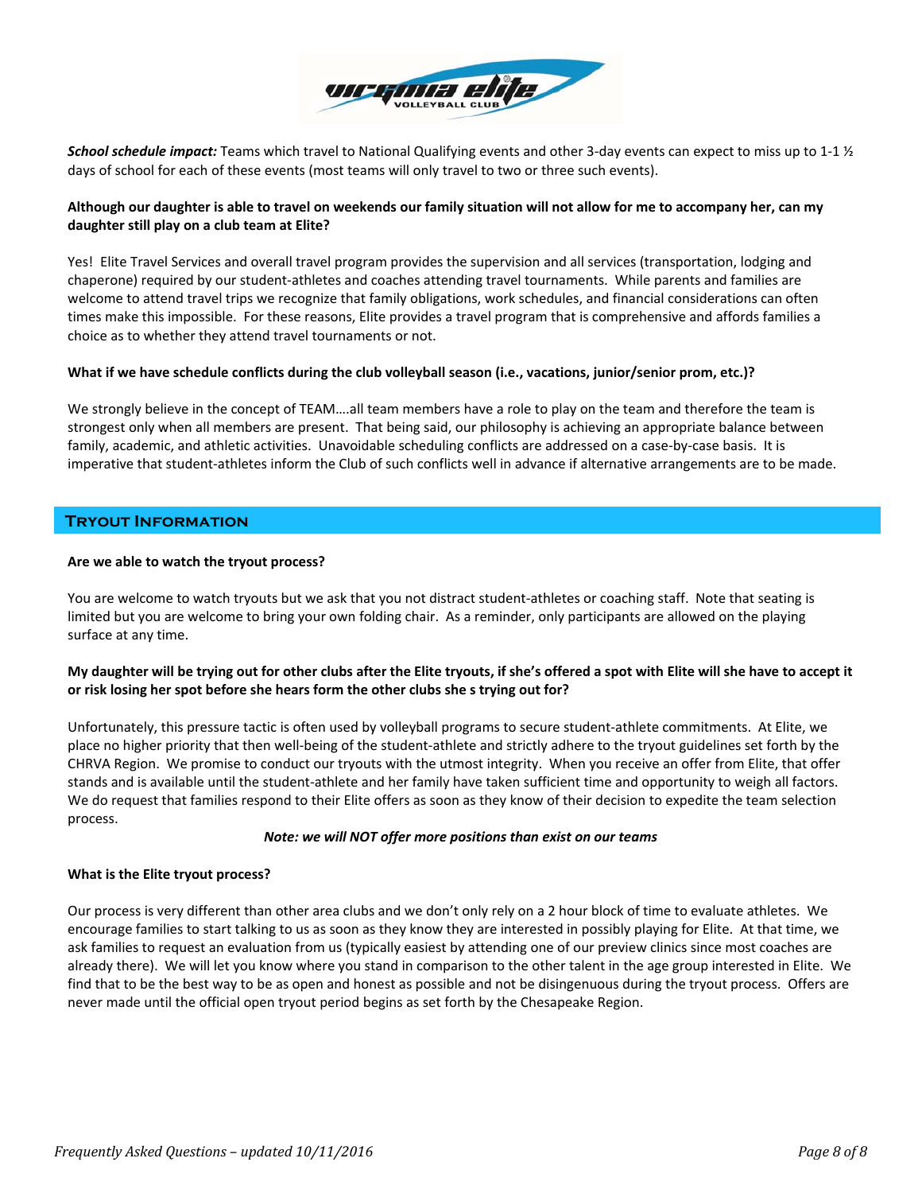***School schedule impact:*** Teams which travel to National Qualifying events and other 3-day events can expect to miss up to 1-1 ½ days of school for each of these events (most teams will only travel to two or three such events).

**Although our daughter is able to travel on weekends our family situation will not allow for me to accompany her, can my daughter still play on a club team at Elite?**

Yes! Elite Travel Services and overall travel program provides the supervision and all services (transportation, lodging and chaperone) required by our student-athletes and coaches attending travel tournaments. While parents and families are welcome to attend travel trips we recognize that family obligations, work schedules, and financial considerations can often times make this impossible. For these reasons, Elite provides a travel program that is comprehensive and affords families a choice as to whether they attend travel tournaments or not.

**What if we have schedule conflicts during the club volleyball season (i.e., vacations, junior/senior prom, etc.)?**

We strongly believe in the concept of TEAM….all team members have a role to play on the team and therefore the team is strongest only when all members are present. That being said, our philosophy is achieving an appropriate balance between family, academic, and athletic activities. Unavoidable scheduling conflicts are addressed on a case-by-case basis. It is imperative that student-athletes inform the Club of such conflicts well in advance if alternative arrangements are to be made.

## Tryout Information

**Are we able to watch the tryout process?**

You are welcome to watch tryouts but we ask that you not distract student-athletes or coaching staff. Note that seating is limited but you are welcome to bring your own folding chair. As a reminder, only participants are allowed on the playing surface at any time.

**My daughter will be trying out for other clubs after the Elite tryouts, if she's offered a spot with Elite will she have to accept it or risk losing her spot before she hears form the other clubs she s trying out for?**

Unfortunately, this pressure tactic is often used by volleyball programs to secure student-athlete commitments. At Elite, we place no higher priority that then well-being of the student-athlete and strictly adhere to the tryout guidelines set forth by the CHRVA Region. We promise to conduct our tryouts with the utmost integrity. When you receive an offer from Elite, that offer stands and is available until the student-athlete and her family have taken sufficient time and opportunity to weigh all factors. We do request that families respond to their Elite offers as soon as they know of their decision to expedite the team selection process.

***Note: we will NOT offer more positions than exist on our teams***

**What is the Elite tryout process?**

Our process is very different than other area clubs and we don't only rely on a 2 hour block of time to evaluate athletes. We encourage families to start talking to us as soon as they know they are interested in possibly playing for Elite. At that time, we ask families to request an evaluation from us (typically easiest by attending one of our preview clinics since most coaches are already there). We will let you know where you stand in comparison to the other talent in the age group interested in Elite. We find that to be the best way to be as open and honest as possible and not be disingenuous during the tryout process. Offers are never made until the official open tryout period begins as set forth by the Chesapeake Region.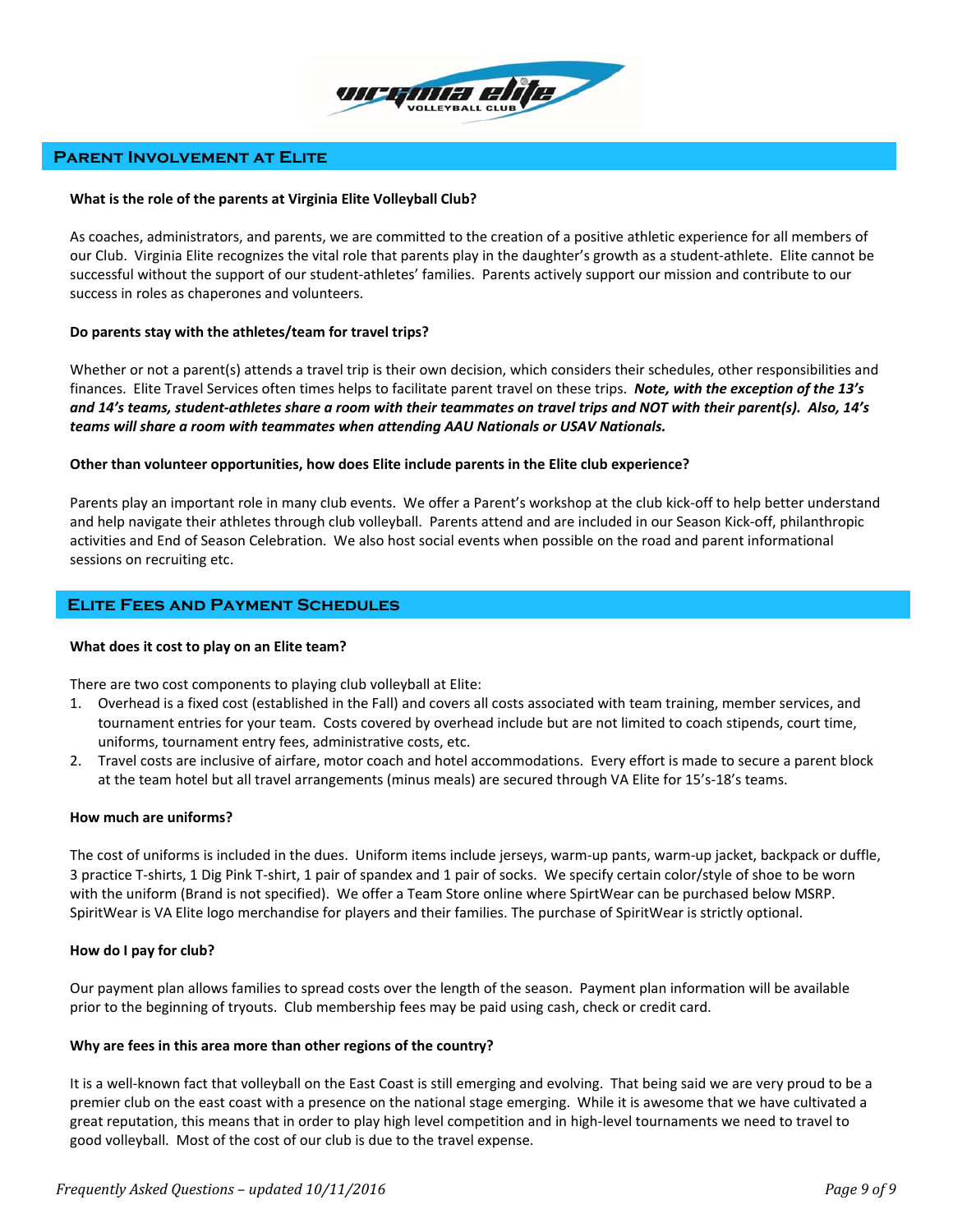## Parent Involvement at Elite

**What is the role of the parents at Virginia Elite Volleyball Club?**

As coaches, administrators, and parents, we are committed to the creation of a positive athletic experience for all members of our Club. Virginia Elite recognizes the vital role that parents play in the daughter's growth as a student-athlete. Elite cannot be successful without the support of our student-athletes' families. Parents actively support our mission and contribute to our success in roles as chaperones and volunteers.

**Do parents stay with the athletes/team for travel trips?**

Whether or not a parent(s) attends a travel trip is their own decision, which considers their schedules, other responsibilities and finances. Elite Travel Services often times helps to facilitate parent travel on these trips. ***Note, with the exception of the 13's and 14's teams, student-athletes share a room with their teammates on travel trips and NOT with their parent(s). Also, 14's teams will share a room with teammates when attending AAU Nationals or USAV Nationals.***

**Other than volunteer opportunities, how does Elite include parents in the Elite club experience?**

Parents play an important role in many club events. We offer a Parent's workshop at the club kick-off to help better understand and help navigate their athletes through club volleyball. Parents attend and are included in our Season Kick-off, philanthropic activities and End of Season Celebration. We also host social events when possible on the road and parent informational sessions on recruiting etc.

## Elite Fees and Payment Schedules

**What does it cost to play on an Elite team?**

There are two cost components to playing club volleyball at Elite:

1. Overhead is a fixed cost (established in the Fall) and covers all costs associated with team training, member services, and tournament entries for your team. Costs covered by overhead include but are not limited to coach stipends, court time, uniforms, tournament entry fees, administrative costs, etc.
2. Travel costs are inclusive of airfare, motor coach and hotel accommodations. Every effort is made to secure a parent block at the team hotel but all travel arrangements (minus meals) are secured through VA Elite for 15's-18's teams.

**How much are uniforms?**

The cost of uniforms is included in the dues. Uniform items include jerseys, warm-up pants, warm-up jacket, backpack or duffle, 3 practice T-shirts, 1 Dig Pink T-shirt, 1 pair of spandex and 1 pair of socks. We specify certain color/style of shoe to be worn with the uniform (Brand is not specified). We offer a Team Store online where SpirtWear can be purchased below MSRP. SpiritWear is VA Elite logo merchandise for players and their families. The purchase of SpiritWear is strictly optional.

**How do I pay for club?**

Our payment plan allows families to spread costs over the length of the season. Payment plan information will be available prior to the beginning of tryouts. Club membership fees may be paid using cash, check or credit card.

**Why are fees in this area more than other regions of the country?**

It is a well-known fact that volleyball on the East Coast is still emerging and evolving. That being said we are very proud to be a premier club on the east coast with a presence on the national stage emerging. While it is awesome that we have cultivated a great reputation, this means that in order to play high level competition and in high-level tournaments we need to travel to good volleyball. Most of the cost of our club is due to the travel expense.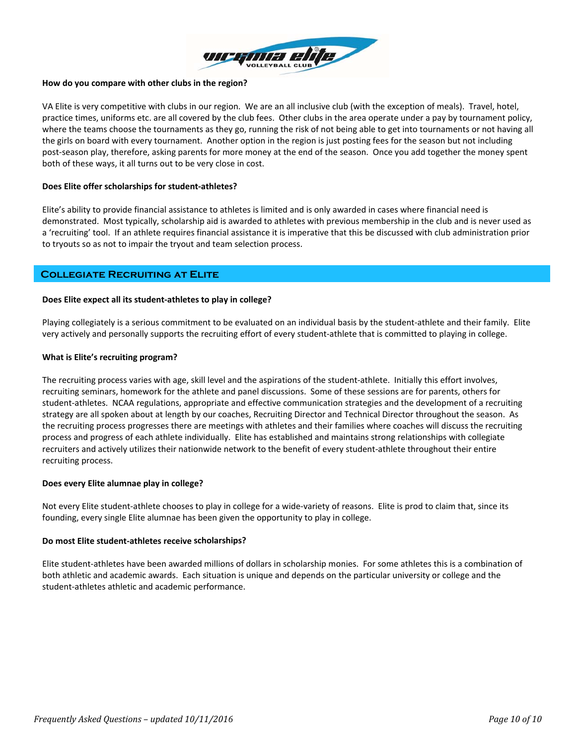**How do you compare with other clubs in the region?**

VA Elite is very competitive with clubs in our region. We are an all inclusive club (with the exception of meals). Travel, hotel, practice times, uniforms etc. are all covered by the club fees. Other clubs in the area operate under a pay by tournament policy, where the teams choose the tournaments as they go, running the risk of not being able to get into tournaments or not having all the girls on board with every tournament. Another option in the region is just posting fees for the season but not including post-season play, therefore, asking parents for more money at the end of the season. Once you add together the money spent both of these ways, it all turns out to be very close in cost.

**Does Elite offer scholarships for student-athletes?**

Elite's ability to provide financial assistance to athletes is limited and is only awarded in cases where financial need is demonstrated. Most typically, scholarship aid is awarded to athletes with previous membership in the club and is never used as a 'recruiting' tool. If an athlete requires financial assistance it is imperative that this be discussed with club administration prior to tryouts so as not to impair the tryout and team selection process.

## Collegiate Recruiting at Elite

**Does Elite expect all its student-athletes to play in college?**

Playing collegiately is a serious commitment to be evaluated on an individual basis by the student-athlete and their family. Elite very actively and personally supports the recruiting effort of every student-athlete that is committed to playing in college.

**What is Elite's recruiting program?**

The recruiting process varies with age, skill level and the aspirations of the student-athlete. Initially this effort involves, recruiting seminars, homework for the athlete and panel discussions. Some of these sessions are for parents, others for student-athletes. NCAA regulations, appropriate and effective communication strategies and the development of a recruiting strategy are all spoken about at length by our coaches, Recruiting Director and Technical Director throughout the season. As the recruiting process progresses there are meetings with athletes and their families where coaches will discuss the recruiting process and progress of each athlete individually. Elite has established and maintains strong relationships with collegiate recruiters and actively utilizes their nationwide network to the benefit of every student-athlete throughout their entire recruiting process.

**Does every Elite alumnae play in college?**

Not every Elite student-athlete chooses to play in college for a wide-variety of reasons. Elite is prod to claim that, since its founding, every single Elite alumnae has been given the opportunity to play in college.

**Do most Elite student-athletes receive scholarships?**

Elite student-athletes have been awarded millions of dollars in scholarship monies. For some athletes this is a combination of both athletic and academic awards. Each situation is unique and depends on the particular university or college and the student-athletes athletic and academic performance.